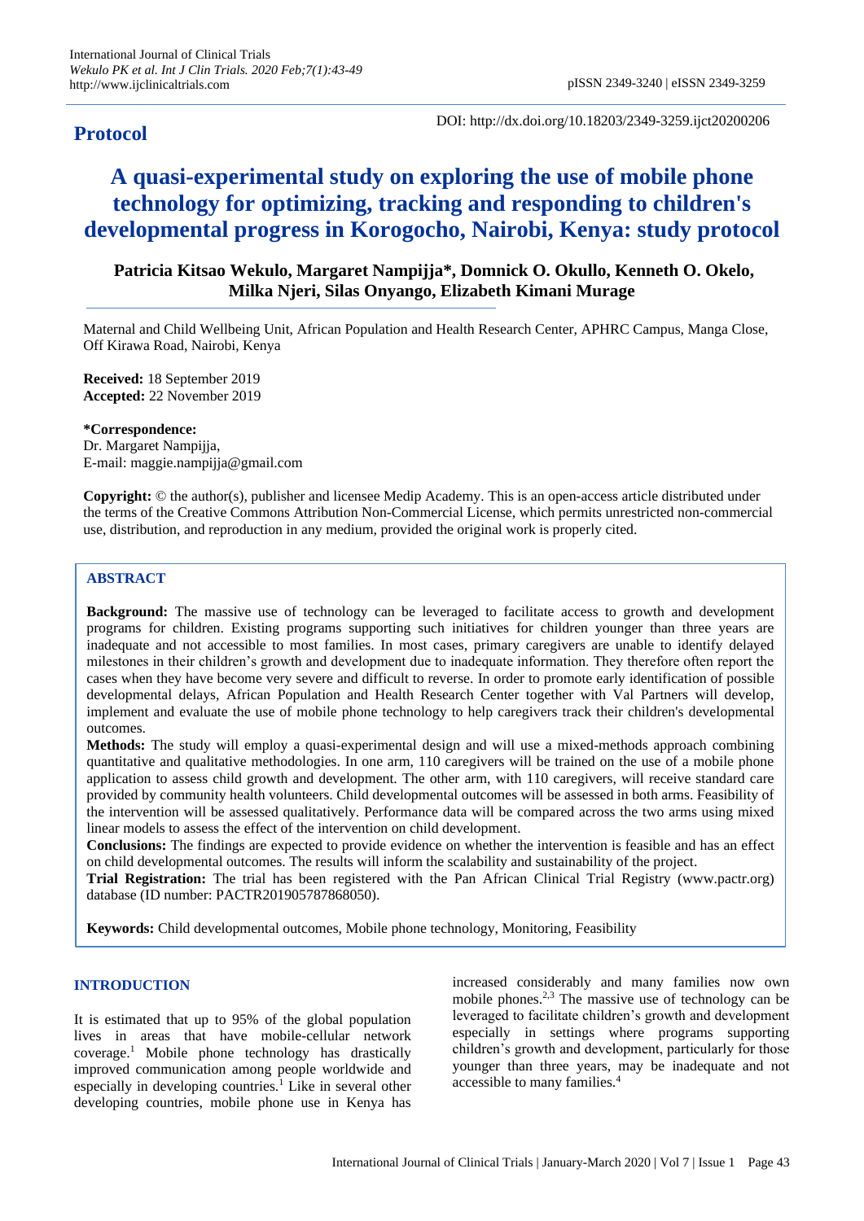**Protocol**

DOI: http://dx.doi.org/10.18203/2349-3259.ijct20200206

# A quasi-experimental study on exploring the use of mobile phone technology for optimizing, tracking and responding to children's developmental progress in Korogocho, Nairobi, Kenya: study protocol

**Patricia Kitsao Wekulo, Margaret Nampijja\*, Domnick O. Okullo, Kenneth O. Okelo, Milka Njeri, Silas Onyango, Elizabeth Kimani Murage**

Maternal and Child Wellbeing Unit, African Population and Health Research Center, APHRC Campus, Manga Close, Off Kirawa Road, Nairobi, Kenya

**Received:** 18 September 2019
**Accepted:** 22 November 2019

**\*Correspondence:**
Dr. Margaret Nampijja,
E-mail: maggie.nampijja@gmail.com

**Copyright:** © the author(s), publisher and licensee Medip Academy. This is an open-access article distributed under the terms of the Creative Commons Attribution Non-Commercial License, which permits unrestricted non-commercial use, distribution, and reproduction in any medium, provided the original work is properly cited.

## ABSTRACT

**Background:** The massive use of technology can be leveraged to facilitate access to growth and development programs for children. Existing programs supporting such initiatives for children younger than three years are inadequate and not accessible to most families. In most cases, primary caregivers are unable to identify delayed milestones in their children's growth and development due to inadequate information. They therefore often report the cases when they have become very severe and difficult to reverse. In order to promote early identification of possible developmental delays, African Population and Health Research Center together with Val Partners will develop, implement and evaluate the use of mobile phone technology to help caregivers track their children's developmental outcomes.

**Methods:** The study will employ a quasi-experimental design and will use a mixed-methods approach combining quantitative and qualitative methodologies. In one arm, 110 caregivers will be trained on the use of a mobile phone application to assess child growth and development. The other arm, with 110 caregivers, will receive standard care provided by community health volunteers. Child developmental outcomes will be assessed in both arms. Feasibility of the intervention will be assessed qualitatively. Performance data will be compared across the two arms using mixed linear models to assess the effect of the intervention on child development.

**Conclusions:** The findings are expected to provide evidence on whether the intervention is feasible and has an effect on child developmental outcomes. The results will inform the scalability and sustainability of the project.

**Trial Registration:** The trial has been registered with the Pan African Clinical Trial Registry (www.pactr.org) database (ID number: PACTR201905787868050).

**Keywords:** Child developmental outcomes, Mobile phone technology, Monitoring, Feasibility

## INTRODUCTION

It is estimated that up to 95% of the global population lives in areas that have mobile-cellular network coverage.[1] Mobile phone technology has drastically improved communication among people worldwide and especially in developing countries.[1] Like in several other developing countries, mobile phone use in Kenya has increased considerably and many families now own mobile phones.[2,3] The massive use of technology can be leveraged to facilitate children's growth and development especially in settings where programs supporting children's growth and development, particularly for those younger than three years, may be inadequate and not accessible to many families.[4]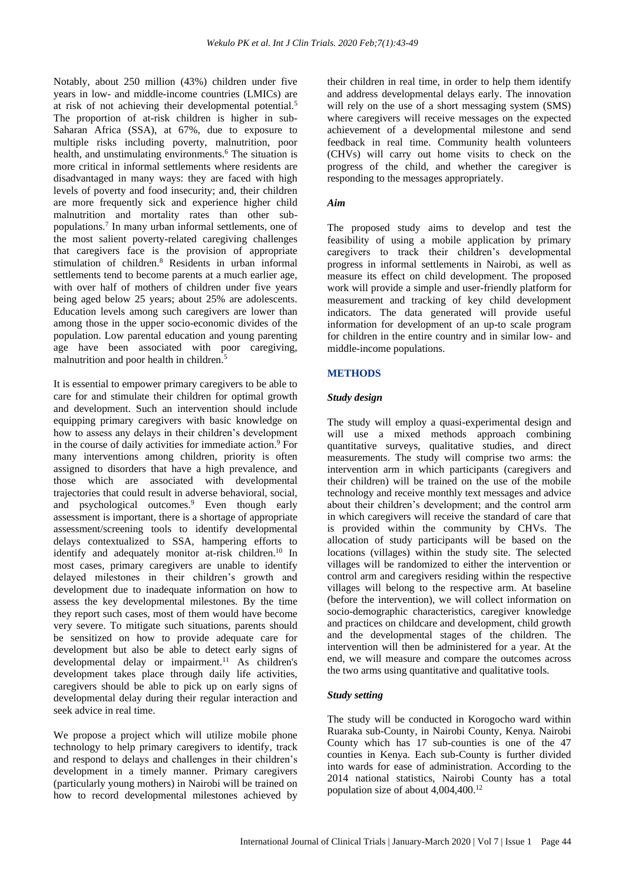Notably, about 250 million (43%) children under five years in low- and middle-income countries (LMICs) are at risk of not achieving their developmental potential.[5] The proportion of at-risk children is higher in sub-Saharan Africa (SSA), at 67%, due to exposure to multiple risks including poverty, malnutrition, poor health, and unstimulating environments.[6] The situation is more critical in informal settlements where residents are disadvantaged in many ways: they are faced with high levels of poverty and food insecurity; and, their children are more frequently sick and experience higher child malnutrition and mortality rates than other sub-populations.[7] In many urban informal settlements, one of the most salient poverty-related caregiving challenges that caregivers face is the provision of appropriate stimulation of children.[8] Residents in urban informal settlements tend to become parents at a much earlier age, with over half of mothers of children under five years being aged below 25 years; about 25% are adolescents. Education levels among such caregivers are lower than among those in the upper socio-economic divides of the population. Low parental education and young parenting age have been associated with poor caregiving, malnutrition and poor health in children.[5]

It is essential to empower primary caregivers to be able to care for and stimulate their children for optimal growth and development. Such an intervention should include equipping primary caregivers with basic knowledge on how to assess any delays in their children's development in the course of daily activities for immediate action.[9] For many interventions among children, priority is often assigned to disorders that have a high prevalence, and those which are associated with developmental trajectories that could result in adverse behavioral, social, and psychological outcomes.[9] Even though early assessment is important, there is a shortage of appropriate assessment/screening tools to identify developmental delays contextualized to SSA, hampering efforts to identify and adequately monitor at-risk children.[10] In most cases, primary caregivers are unable to identify delayed milestones in their children's growth and development due to inadequate information on how to assess the key developmental milestones. By the time they report such cases, most of them would have become very severe. To mitigate such situations, parents should be sensitized on how to provide adequate care for development but also be able to detect early signs of developmental delay or impairment.[11] As children's development takes place through daily life activities, caregivers should be able to pick up on early signs of developmental delay during their regular interaction and seek advice in real time.

We propose a project which will utilize mobile phone technology to help primary caregivers to identify, track and respond to delays and challenges in their children's development in a timely manner. Primary caregivers (particularly young mothers) in Nairobi will be trained on how to record developmental milestones achieved by their children in real time, in order to help them identify and address developmental delays early. The innovation will rely on the use of a short messaging system (SMS) where caregivers will receive messages on the expected achievement of a developmental milestone and send feedback in real time. Community health volunteers (CHVs) will carry out home visits to check on the progress of the child, and whether the caregiver is responding to the messages appropriately.

### *Aim*

The proposed study aims to develop and test the feasibility of using a mobile application by primary caregivers to track their children's developmental progress in informal settlements in Nairobi, as well as measure its effect on child development. The proposed work will provide a simple and user-friendly platform for measurement and tracking of key child development indicators. The data generated will provide useful information for development of an up-to scale program for children in the entire country and in similar low- and middle-income populations.

## METHODS

### *Study design*

The study will employ a quasi-experimental design and will use a mixed methods approach combining quantitative surveys, qualitative studies, and direct measurements. The study will comprise two arms: the intervention arm in which participants (caregivers and their children) will be trained on the use of the mobile technology and receive monthly text messages and advice about their children's development; and the control arm in which caregivers will receive the standard of care that is provided within the community by CHVs. The allocation of study participants will be based on the locations (villages) within the study site. The selected villages will be randomized to either the intervention or control arm and caregivers residing within the respective villages will belong to the respective arm. At baseline (before the intervention), we will collect information on socio-demographic characteristics, caregiver knowledge and practices on childcare and development, child growth and the developmental stages of the children. The intervention will then be administered for a year. At the end, we will measure and compare the outcomes across the two arms using quantitative and qualitative tools.

### *Study setting*

The study will be conducted in Korogocho ward within Ruaraka sub-County, in Nairobi County, Kenya. Nairobi County which has 17 sub-counties is one of the 47 counties in Kenya. Each sub-County is further divided into wards for ease of administration. According to the 2014 national statistics, Nairobi County has a total population size of about 4,004,400.[12]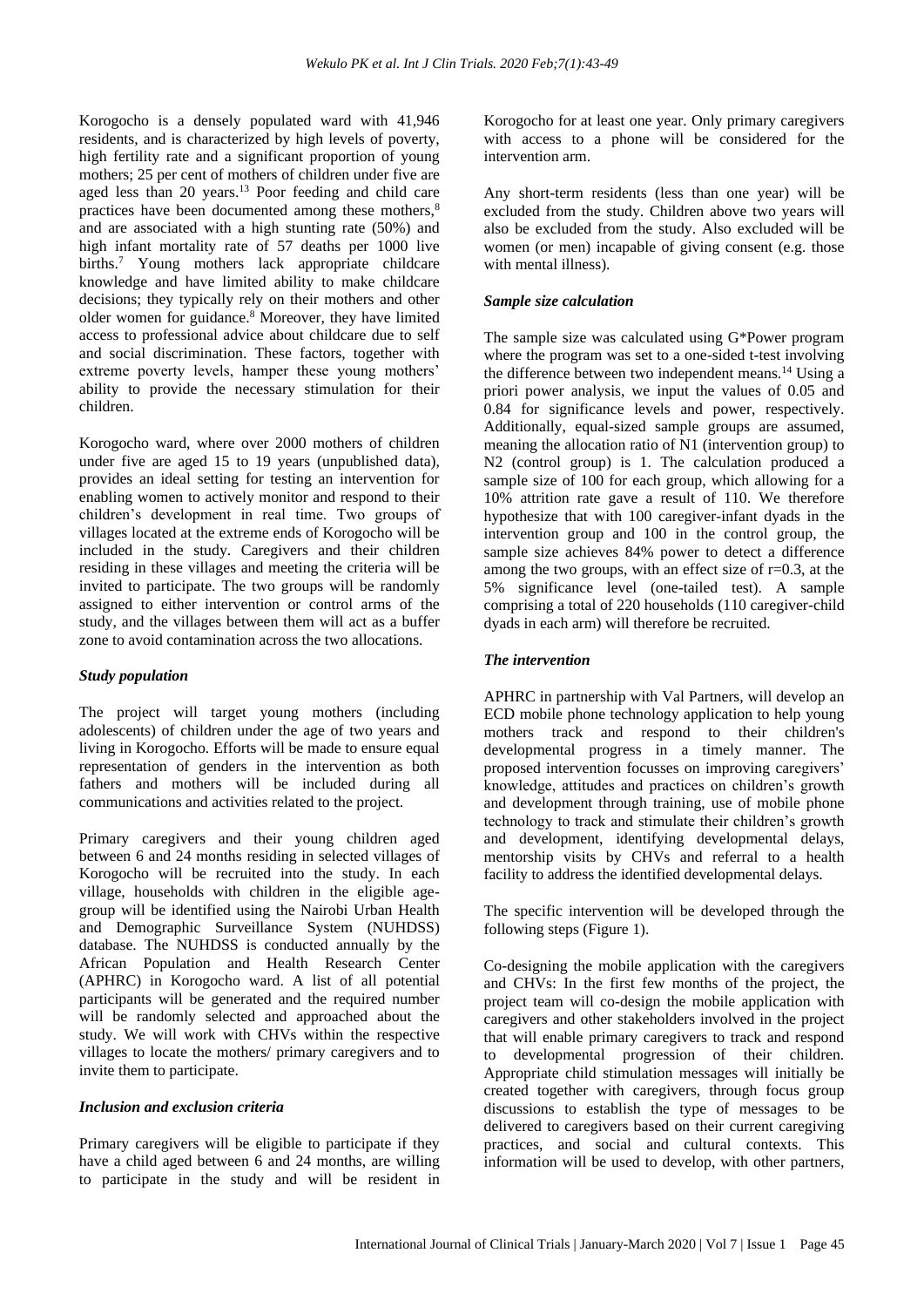Korogocho is a densely populated ward with 41,946 residents, and is characterized by high levels of poverty, high fertility rate and a significant proportion of young mothers; 25 per cent of mothers of children under five are aged less than 20 years.[13] Poor feeding and child care practices have been documented among these mothers,[8] and are associated with a high stunting rate (50%) and high infant mortality rate of 57 deaths per 1000 live births.[7] Young mothers lack appropriate childcare knowledge and have limited ability to make childcare decisions; they typically rely on their mothers and other older women for guidance.[8] Moreover, they have limited access to professional advice about childcare due to self and social discrimination. These factors, together with extreme poverty levels, hamper these young mothers' ability to provide the necessary stimulation for their children.

Korogocho ward, where over 2000 mothers of children under five are aged 15 to 19 years (unpublished data), provides an ideal setting for testing an intervention for enabling women to actively monitor and respond to their children's development in real time. Two groups of villages located at the extreme ends of Korogocho will be included in the study. Caregivers and their children residing in these villages and meeting the criteria will be invited to participate. The two groups will be randomly assigned to either intervention or control arms of the study, and the villages between them will act as a buffer zone to avoid contamination across the two allocations.

### *Study population*

The project will target young mothers (including adolescents) of children under the age of two years and living in Korogocho. Efforts will be made to ensure equal representation of genders in the intervention as both fathers and mothers will be included during all communications and activities related to the project.

Primary caregivers and their young children aged between 6 and 24 months residing in selected villages of Korogocho will be recruited into the study. In each village, households with children in the eligible age-group will be identified using the Nairobi Urban Health and Demographic Surveillance System (NUHDSS) database. The NUHDSS is conducted annually by the African Population and Health Research Center (APHRC) in Korogocho ward. A list of all potential participants will be generated and the required number will be randomly selected and approached about the study. We will work with CHVs within the respective villages to locate the mothers/ primary caregivers and to invite them to participate.

### *Inclusion and exclusion criteria*

Primary caregivers will be eligible to participate if they have a child aged between 6 and 24 months, are willing to participate in the study and will be resident in Korogocho for at least one year. Only primary caregivers with access to a phone will be considered for the intervention arm.

Any short-term residents (less than one year) will be excluded from the study. Children above two years will also be excluded from the study. Also excluded will be women (or men) incapable of giving consent (e.g. those with mental illness).

### *Sample size calculation*

The sample size was calculated using G*Power program where the program was set to a one-sided t-test involving the difference between two independent means.[14] Using a priori power analysis, we input the values of 0.05 and 0.84 for significance levels and power, respectively. Additionally, equal-sized sample groups are assumed, meaning the allocation ratio of N1 (intervention group) to N2 (control group) is 1. The calculation produced a sample size of 100 for each group, which allowing for a 10% attrition rate gave a result of 110. We therefore hypothesize that with 100 caregiver-infant dyads in the intervention group and 100 in the control group, the sample size achieves 84% power to detect a difference among the two groups, with an effect size of $r=0.3$, at the 5% significance level (one-tailed test). A sample comprising a total of 220 households (110 caregiver-child dyads in each arm) will therefore be recruited.

### *The intervention*

APHRC in partnership with Val Partners, will develop an ECD mobile phone technology application to help young mothers track and respond to their children's developmental progress in a timely manner. The proposed intervention focusses on improving caregivers' knowledge, attitudes and practices on children's growth and development through training, use of mobile phone technology to track and stimulate their children's growth and development, identifying developmental delays, mentorship visits by CHVs and referral to a health facility to address the identified developmental delays.

The specific intervention will be developed through the following steps (Figure 1).

Co-designing the mobile application with the caregivers and CHVs: In the first few months of the project, the project team will co-design the mobile application with caregivers and other stakeholders involved in the project that will enable primary caregivers to track and respond to developmental progression of their children. Appropriate child stimulation messages will initially be created together with caregivers, through focus group discussions to establish the type of messages to be delivered to caregivers based on their current caregiving practices, and social and cultural contexts. This information will be used to develop, with other partners,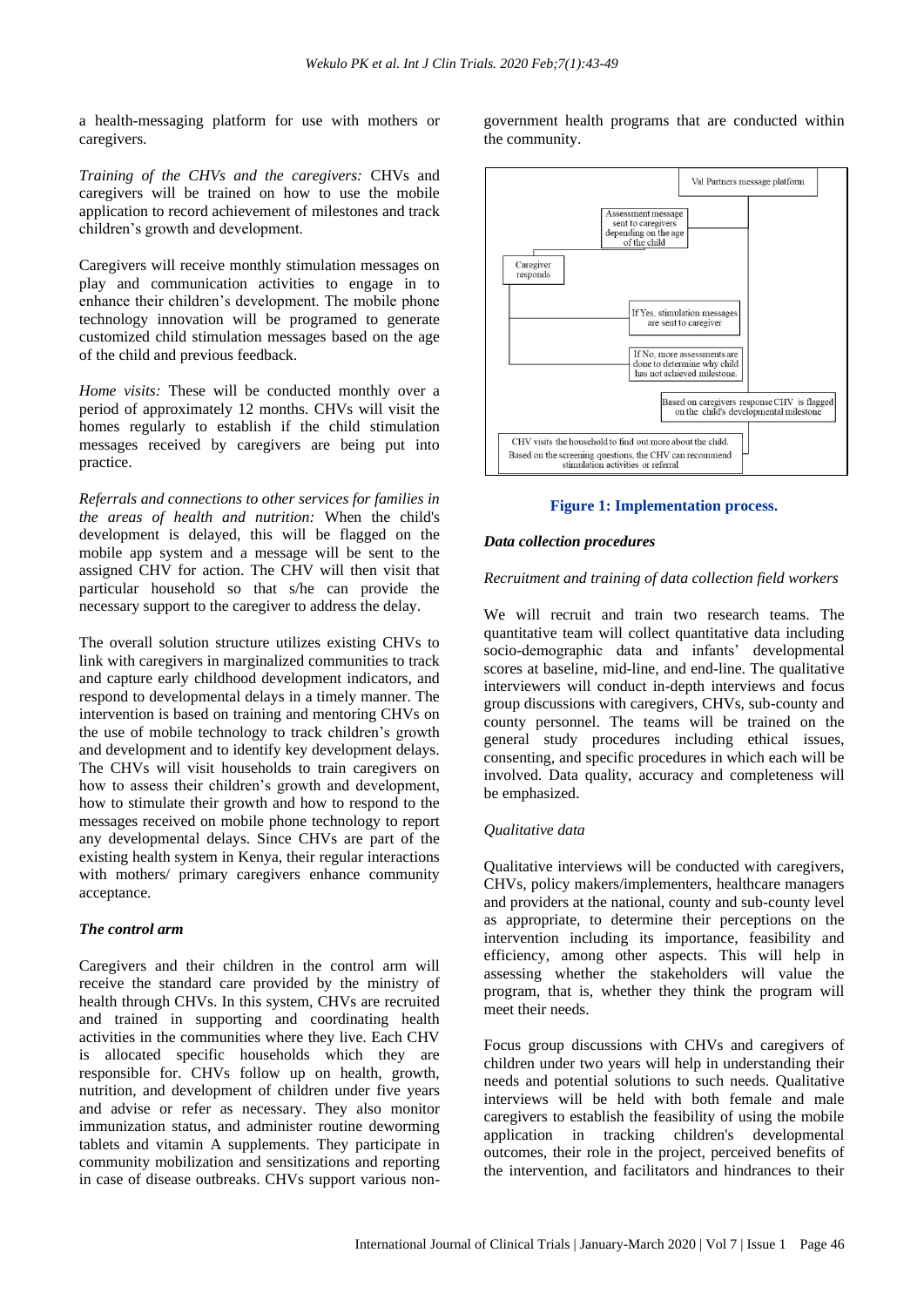a health-messaging platform for use with mothers or caregivers.

*Training of the CHVs and the caregivers:* CHVs and caregivers will be trained on how to use the mobile application to record achievement of milestones and track children's growth and development.

Caregivers will receive monthly stimulation messages on play and communication activities to engage in to enhance their children's development. The mobile phone technology innovation will be programed to generate customized child stimulation messages based on the age of the child and previous feedback.

*Home visits:* These will be conducted monthly over a period of approximately 12 months. CHVs will visit the homes regularly to establish if the child stimulation messages received by caregivers are being put into practice.

*Referrals and connections to other services for families in the areas of health and nutrition:* When the child's development is delayed, this will be flagged on the mobile app system and a message will be sent to the assigned CHV for action. The CHV will then visit that particular household so that s/he can provide the necessary support to the caregiver to address the delay.

The overall solution structure utilizes existing CHVs to link with caregivers in marginalized communities to track and capture early childhood development indicators, and respond to developmental delays in a timely manner. The intervention is based on training and mentoring CHVs on the use of mobile technology to track children's growth and development and to identify key development delays. The CHVs will visit households to train caregivers on how to assess their children's growth and development, how to stimulate their growth and how to respond to the messages received on mobile phone technology to report any developmental delays. Since CHVs are part of the existing health system in Kenya, their regular interactions with mothers/ primary caregivers enhance community acceptance.

***The control arm***

Caregivers and their children in the control arm will receive the standard care provided by the ministry of health through CHVs. In this system, CHVs are recruited and trained in supporting and coordinating health activities in the communities where they live. Each CHV is allocated specific households which they are responsible for. CHVs follow up on health, growth, nutrition, and development of children under five years and advise or refer as necessary. They also monitor immunization status, and administer routine deworming tablets and vitamin A supplements. They participate in community mobilization and sensitizations and reporting in case of disease outbreaks. CHVs support various non-government health programs that are conducted within the community.

**Figure 1: Implementation process.**

***Data collection procedures***

*Recruitment and training of data collection field workers*

We will recruit and train two research teams. The quantitative team will collect quantitative data including socio-demographic data and infants' developmental scores at baseline, mid-line, and end-line. The qualitative interviewers will conduct in-depth interviews and focus group discussions with caregivers, CHVs, sub-county and county personnel. The teams will be trained on the general study procedures including ethical issues, consenting, and specific procedures in which each will be involved. Data quality, accuracy and completeness will be emphasized.

*Qualitative data*

Qualitative interviews will be conducted with caregivers, CHVs, policy makers/implementers, healthcare managers and providers at the national, county and sub-county level as appropriate, to determine their perceptions on the intervention including its importance, feasibility and efficiency, among other aspects. This will help in assessing whether the stakeholders will value the program, that is, whether they think the program will meet their needs.

Focus group discussions with CHVs and caregivers of children under two years will help in understanding their needs and potential solutions to such needs. Qualitative interviews will be held with both female and male caregivers to establish the feasibility of using the mobile application in tracking children's developmental outcomes, their role in the project, perceived benefits of the intervention, and facilitators and hindrances to their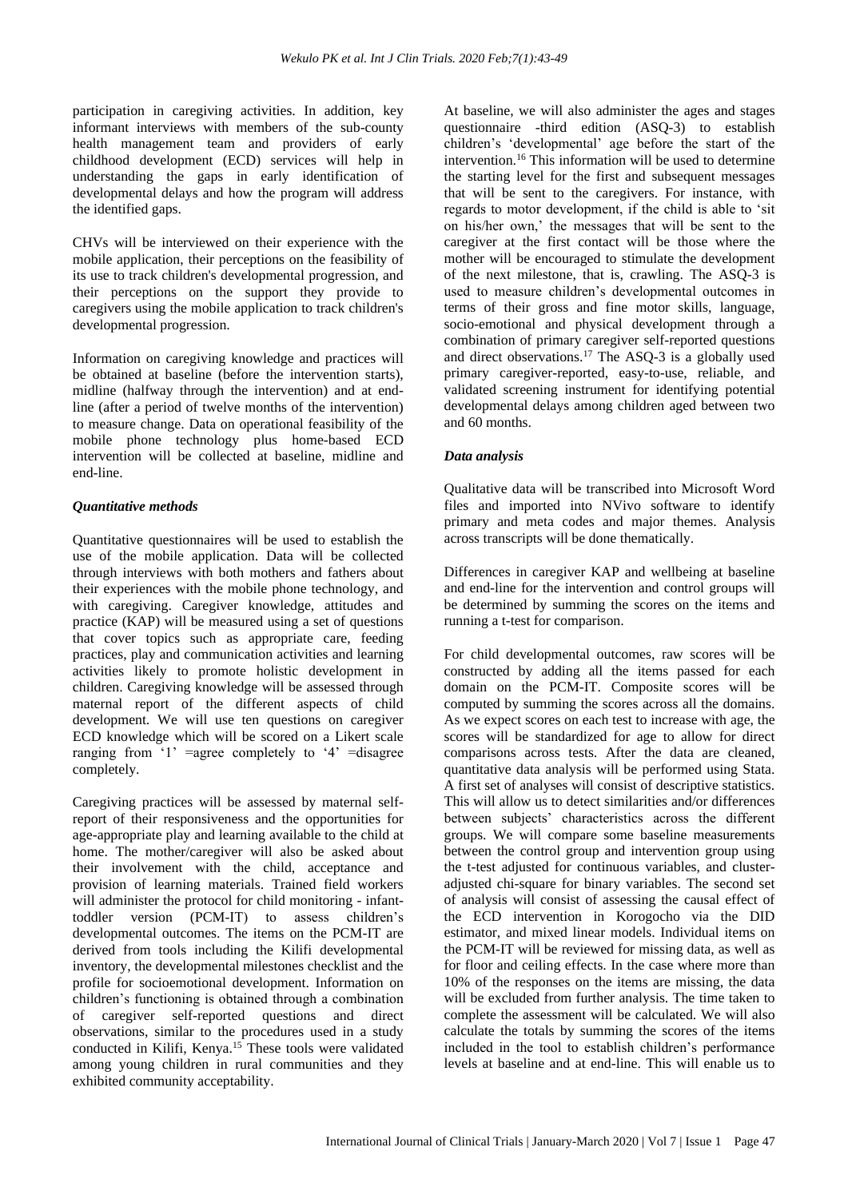participation in caregiving activities. In addition, key informant interviews with members of the sub-county health management team and providers of early childhood development (ECD) services will help in understanding the gaps in early identification of developmental delays and how the program will address the identified gaps.

CHVs will be interviewed on their experience with the mobile application, their perceptions on the feasibility of its use to track children's developmental progression, and their perceptions on the support they provide to caregivers using the mobile application to track children's developmental progression.

Information on caregiving knowledge and practices will be obtained at baseline (before the intervention starts), midline (halfway through the intervention) and at end-line (after a period of twelve months of the intervention) to measure change. Data on operational feasibility of the mobile phone technology plus home-based ECD intervention will be collected at baseline, midline and end-line.

### *Quantitative methods*

Quantitative questionnaires will be used to establish the use of the mobile application. Data will be collected through interviews with both mothers and fathers about their experiences with the mobile phone technology, and with caregiving. Caregiver knowledge, attitudes and practice (KAP) will be measured using a set of questions that cover topics such as appropriate care, feeding practices, play and communication activities and learning activities likely to promote holistic development in children. Caregiving knowledge will be assessed through maternal report of the different aspects of child development. We will use ten questions on caregiver ECD knowledge which will be scored on a Likert scale ranging from '1' =agree completely to '4' =disagree completely.

Caregiving practices will be assessed by maternal self-report of their responsiveness and the opportunities for age-appropriate play and learning available to the child at home. The mother/caregiver will also be asked about their involvement with the child, acceptance and provision of learning materials. Trained field workers will administer the protocol for child monitoring - infant-toddler version (PCM-IT) to assess children's developmental outcomes. The items on the PCM-IT are derived from tools including the Kilifi developmental inventory, the developmental milestones checklist and the profile for socioemotional development. Information on children's functioning is obtained through a combination of caregiver self-reported questions and direct observations, similar to the procedures used in a study conducted in Kilifi, Kenya.[15] These tools were validated among young children in rural communities and they exhibited community acceptability.

At baseline, we will also administer the ages and stages questionnaire -third edition (ASQ-3) to establish children's 'developmental' age before the start of the intervention.[16] This information will be used to determine the starting level for the first and subsequent messages that will be sent to the caregivers. For instance, with regards to motor development, if the child is able to 'sit on his/her own,' the messages that will be sent to the caregiver at the first contact will be those where the mother will be encouraged to stimulate the development of the next milestone, that is, crawling. The ASQ-3 is used to measure children's developmental outcomes in terms of their gross and fine motor skills, language, socio-emotional and physical development through a combination of primary caregiver self-reported questions and direct observations.[17] The ASQ-3 is a globally used primary caregiver-reported, easy-to-use, reliable, and validated screening instrument for identifying potential developmental delays among children aged between two and 60 months.

### *Data analysis*

Qualitative data will be transcribed into Microsoft Word files and imported into NVivo software to identify primary and meta codes and major themes. Analysis across transcripts will be done thematically.

Differences in caregiver KAP and wellbeing at baseline and end-line for the intervention and control groups will be determined by summing the scores on the items and running a t-test for comparison.

For child developmental outcomes, raw scores will be constructed by adding all the items passed for each domain on the PCM-IT. Composite scores will be computed by summing the scores across all the domains. As we expect scores on each test to increase with age, the scores will be standardized for age to allow for direct comparisons across tests. After the data are cleaned, quantitative data analysis will be performed using Stata. A first set of analyses will consist of descriptive statistics. This will allow us to detect similarities and/or differences between subjects' characteristics across the different groups. We will compare some baseline measurements between the control group and intervention group using the t-test adjusted for continuous variables, and cluster-adjusted chi-square for binary variables. The second set of analysis will consist of assessing the causal effect of the ECD intervention in Korogocho via the DID estimator, and mixed linear models. Individual items on the PCM-IT will be reviewed for missing data, as well as for floor and ceiling effects. In the case where more than 10% of the responses on the items are missing, the data will be excluded from further analysis. The time taken to complete the assessment will be calculated. We will also calculate the totals by summing the scores of the items included in the tool to establish children's performance levels at baseline and at end-line. This will enable us to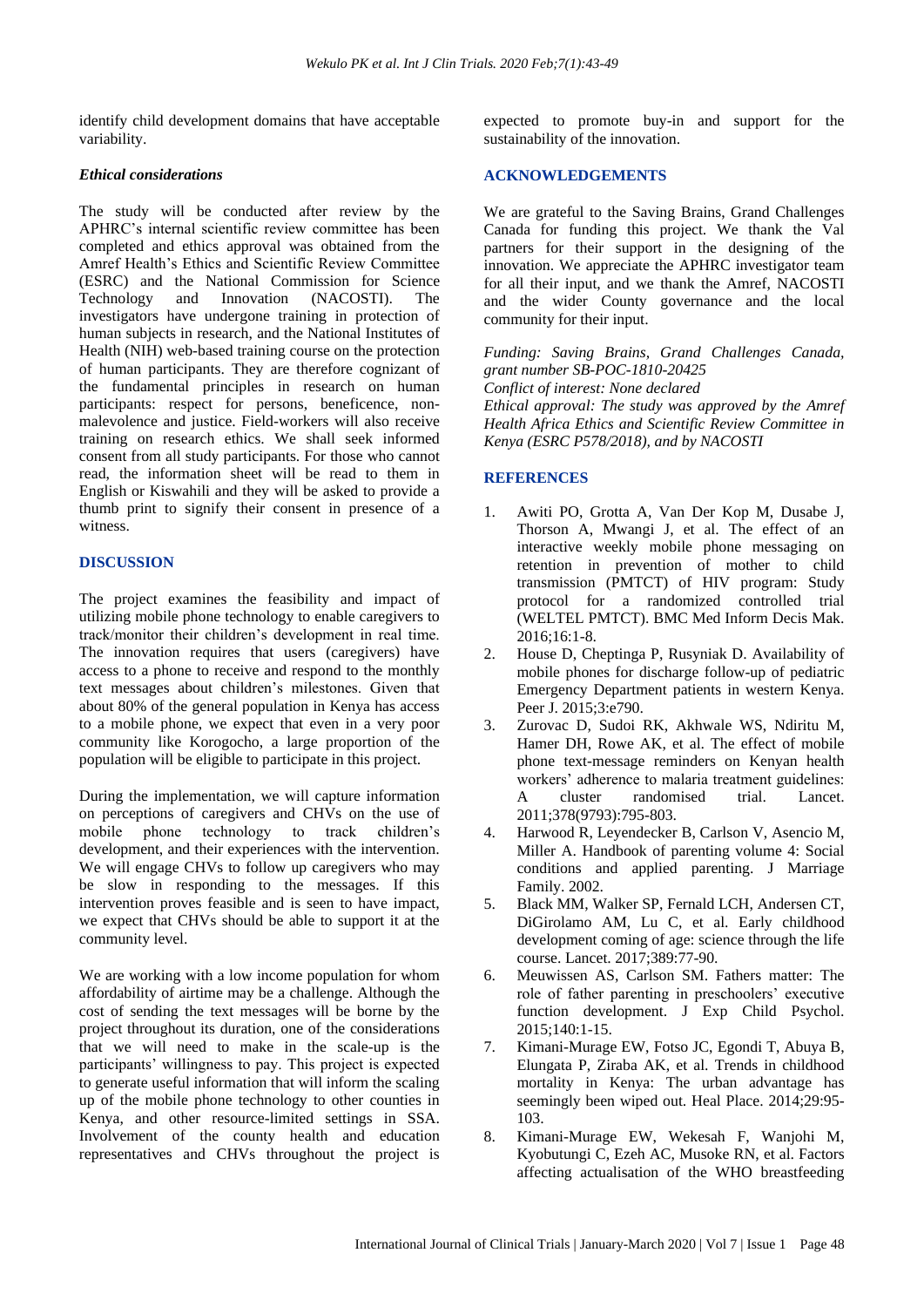identify child development domains that have acceptable variability.

### *Ethical considerations*

The study will be conducted after review by the APHRC's internal scientific review committee has been completed and ethics approval was obtained from the Amref Health's Ethics and Scientific Review Committee (ESRC) and the National Commission for Science Technology and Innovation (NACOSTI). The investigators have undergone training in protection of human subjects in research, and the National Institutes of Health (NIH) web-based training course on the protection of human participants. They are therefore cognizant of the fundamental principles in research on human participants: respect for persons, beneficence, non-malevolence and justice. Field-workers will also receive training on research ethics. We shall seek informed consent from all study participants. For those who cannot read, the information sheet will be read to them in English or Kiswahili and they will be asked to provide a thumb print to signify their consent in presence of a witness.

## DISCUSSION

The project examines the feasibility and impact of utilizing mobile phone technology to enable caregivers to track/monitor their children's development in real time. The innovation requires that users (caregivers) have access to a phone to receive and respond to the monthly text messages about children's milestones. Given that about 80% of the general population in Kenya has access to a mobile phone, we expect that even in a very poor community like Korogocho, a large proportion of the population will be eligible to participate in this project.

During the implementation, we will capture information on perceptions of caregivers and CHVs on the use of mobile phone technology to track children's development, and their experiences with the intervention. We will engage CHVs to follow up caregivers who may be slow in responding to the messages. If this intervention proves feasible and is seen to have impact, we expect that CHVs should be able to support it at the community level.

We are working with a low income population for whom affordability of airtime may be a challenge. Although the cost of sending the text messages will be borne by the project throughout its duration, one of the considerations that we will need to make in the scale-up is the participants' willingness to pay. This project is expected to generate useful information that will inform the scaling up of the mobile phone technology to other counties in Kenya, and other resource-limited settings in SSA. Involvement of the county health and education representatives and CHVs throughout the project is expected to promote buy-in and support for the sustainability of the innovation.

## ACKNOWLEDGEMENTS

We are grateful to the Saving Brains, Grand Challenges Canada for funding this project. We thank the Val partners for their support in the designing of the innovation. We appreciate the APHRC investigator team for all their input, and we thank the Amref, NACOSTI and the wider County governance and the local community for their input.

*Funding: Saving Brains, Grand Challenges Canada, grant number SB-POC-1810-20425*
*Conflict of interest: None declared*
*Ethical approval: The study was approved by the Amref Health Africa Ethics and Scientific Review Committee in Kenya (ESRC P578/2018), and by NACOSTI*

## REFERENCES

1. Awiti PO, Grotta A, Van Der Kop M, Dusabe J, Thorson A, Mwangi J, et al. The effect of an interactive weekly mobile phone messaging on retention in prevention of mother to child transmission (PMTCT) of HIV program: Study protocol for a randomized controlled trial (WELTEL PMTCT). BMC Med Inform Decis Mak. 2016;16:1-8.
2. House D, Cheptinga P, Rusyniak D. Availability of mobile phones for discharge follow-up of pediatric Emergency Department patients in western Kenya. Peer J. 2015;3:e790.
3. Zurovac D, Sudoi RK, Akhwale WS, Ndiritu M, Hamer DH, Rowe AK, et al. The effect of mobile phone text-message reminders on Kenyan health workers' adherence to malaria treatment guidelines: A cluster randomised trial. Lancet. 2011;378(9793):795-803.
4. Harwood R, Leyendecker B, Carlson V, Asencio M, Miller A. Handbook of parenting volume 4: Social conditions and applied parenting. J Marriage Family. 2002.
5. Black MM, Walker SP, Fernald LCH, Andersen CT, DiGirolamo AM, Lu C, et al. Early childhood development coming of age: science through the life course. Lancet. 2017;389:77-90.
6. Meuwissen AS, Carlson SM. Fathers matter: The role of father parenting in preschoolers' executive function development. J Exp Child Psychol. 2015;140:1-15.
7. Kimani-Murage EW, Fotso JC, Egondi T, Abuya B, Elungata P, Ziraba AK, et al. Trends in childhood mortality in Kenya: The urban advantage has seemingly been wiped out. Heal Place. 2014;29:95-103.
8. Kimani-Murage EW, Wekesah F, Wanjohi M, Kyobutungi C, Ezeh AC, Musoke RN, et al. Factors affecting actualisation of the WHO breastfeeding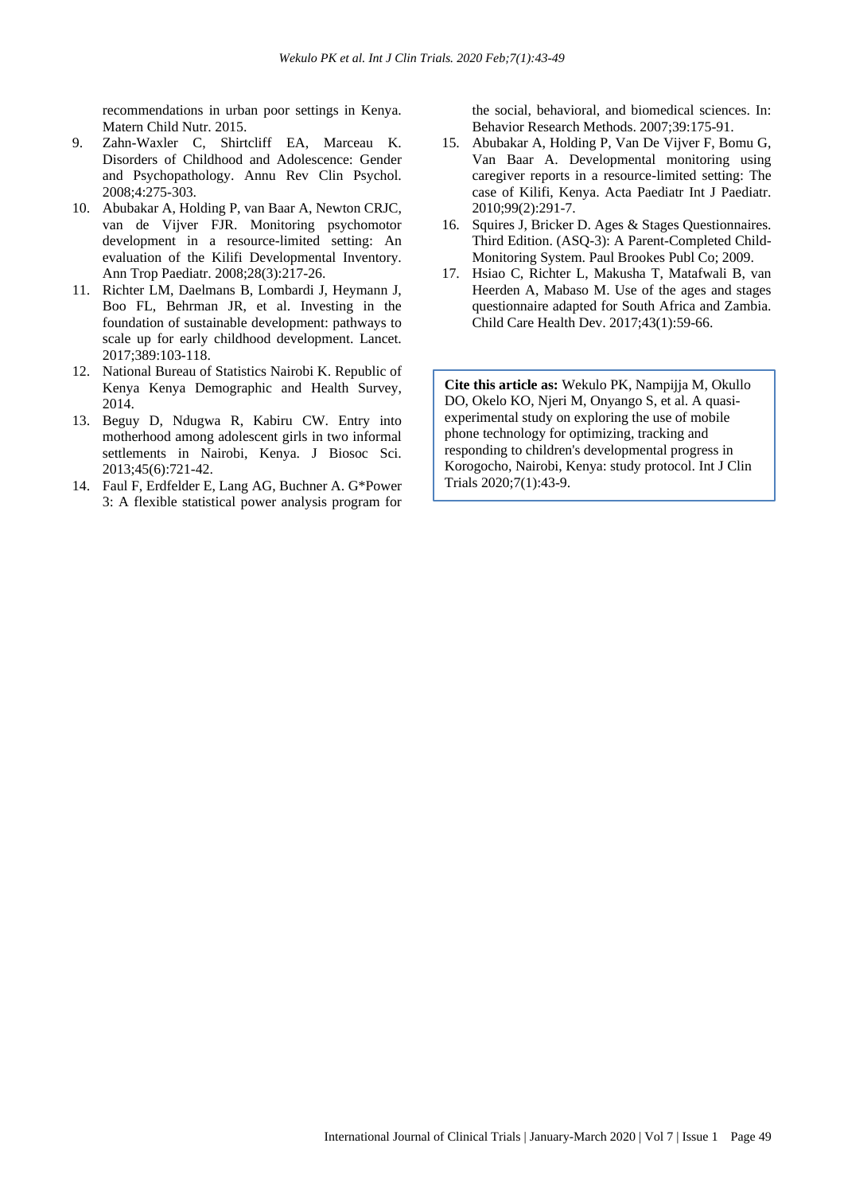recommendations in urban poor settings in Kenya. Matern Child Nutr. 2015.

9. Zahn-Waxler C, Shirtcliff EA, Marceau K. Disorders of Childhood and Adolescence: Gender and Psychopathology. Annu Rev Clin Psychol. 2008;4:275-303.
10. Abubakar A, Holding P, van Baar A, Newton CRJC, van de Vijver FJR. Monitoring psychomotor development in a resource-limited setting: An evaluation of the Kilifi Developmental Inventory. Ann Trop Paediatr. 2008;28(3):217-26.
11. Richter LM, Daelmans B, Lombardi J, Heymann J, Boo FL, Behrman JR, et al. Investing in the foundation of sustainable development: pathways to scale up for early childhood development. Lancet. 2017;389:103-118.
12. National Bureau of Statistics Nairobi K. Republic of Kenya Kenya Demographic and Health Survey, 2014.
13. Beguy D, Ndugwa R, Kabiru CW. Entry into motherhood among adolescent girls in two informal settlements in Nairobi, Kenya. J Biosoc Sci. 2013;45(6):721-42.
14. Faul F, Erdfelder E, Lang AG, Buchner A. G*Power 3: A flexible statistical power analysis program for the social, behavioral, and biomedical sciences. In: Behavior Research Methods. 2007;39:175-91.
15. Abubakar A, Holding P, Van De Vijver F, Bomu G, Van Baar A. Developmental monitoring using caregiver reports in a resource-limited setting: The case of Kilifi, Kenya. Acta Paediatr Int J Paediatr. 2010;99(2):291-7.
16. Squires J, Bricker D. Ages & Stages Questionnaires. Third Edition. (ASQ-3): A Parent-Completed Child-Monitoring System. Paul Brookes Publ Co; 2009.
17. Hsiao C, Richter L, Makusha T, Matafwali B, van Heerden A, Mabaso M. Use of the ages and stages questionnaire adapted for South Africa and Zambia. Child Care Health Dev. 2017;43(1):59-66.

**Cite this article as:** Wekulo PK, Nampijja M, Okullo DO, Okelo KO, Njeri M, Onyango S, et al. A quasi-experimental study on exploring the use of mobile phone technology for optimizing, tracking and responding to children's developmental progress in Korogocho, Nairobi, Kenya: study protocol. Int J Clin Trials 2020;7(1):43-9.